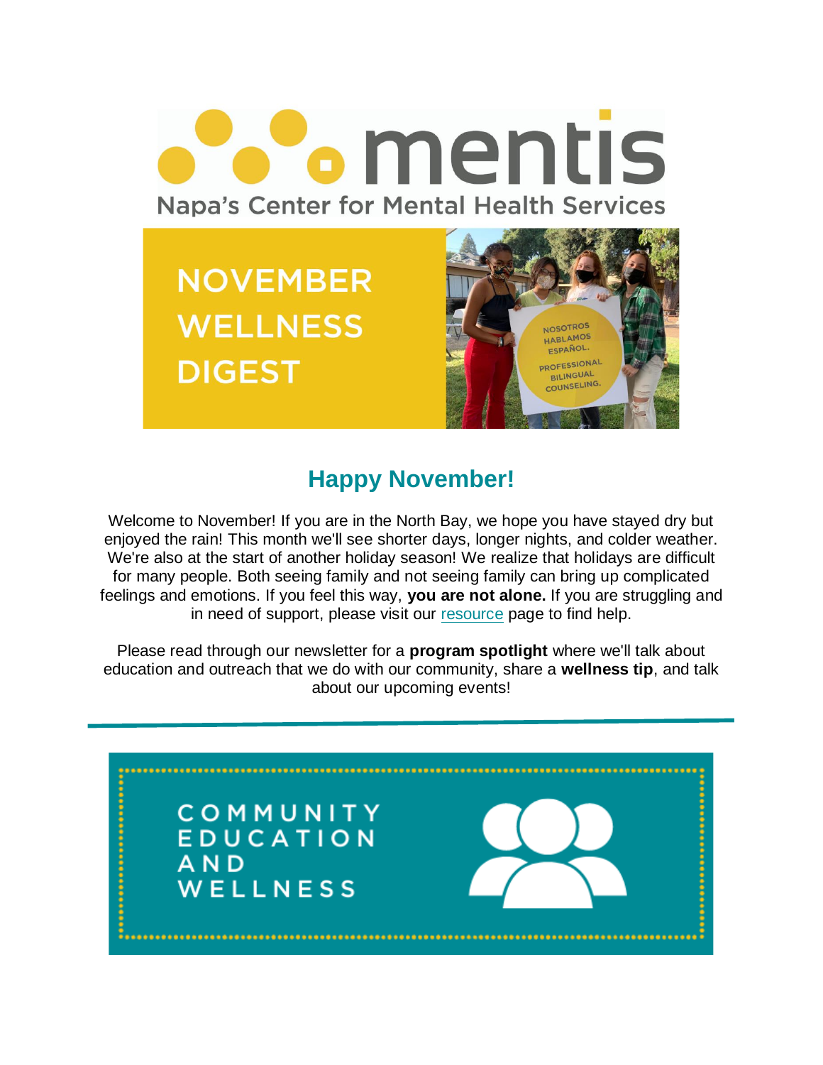# mentis

Napa's Center for Mental Health Services

# NOVEMBER WELLNESS DIGEST

NOSOTROS HABLAMOS ESPAÑOL. PROFESSIONAL BILINGUAL COUNSELING.

## Happy November!

Welcome to November! If you are in the North Bay, we hope you have stayed dry but enjoyed the rain! This month we'll see shorter days, longer nights, and colder weather. We're also at the start of another holiday season! We realize that holidays are difficult for many people. Both seeing family and not seeing family can bring up complicated feelings and emotions. If you feel this way, **you are not alone.** If you are struggling and in need of support, please visit our resource page to find help.

Please read through our newsletter for a **program spotlight** where we'll talk about education and outreach that we do with our community, share a **wellness tip**, and talk about our upcoming events!

---

## COMMUNITY EDUCATION AND WELLNESS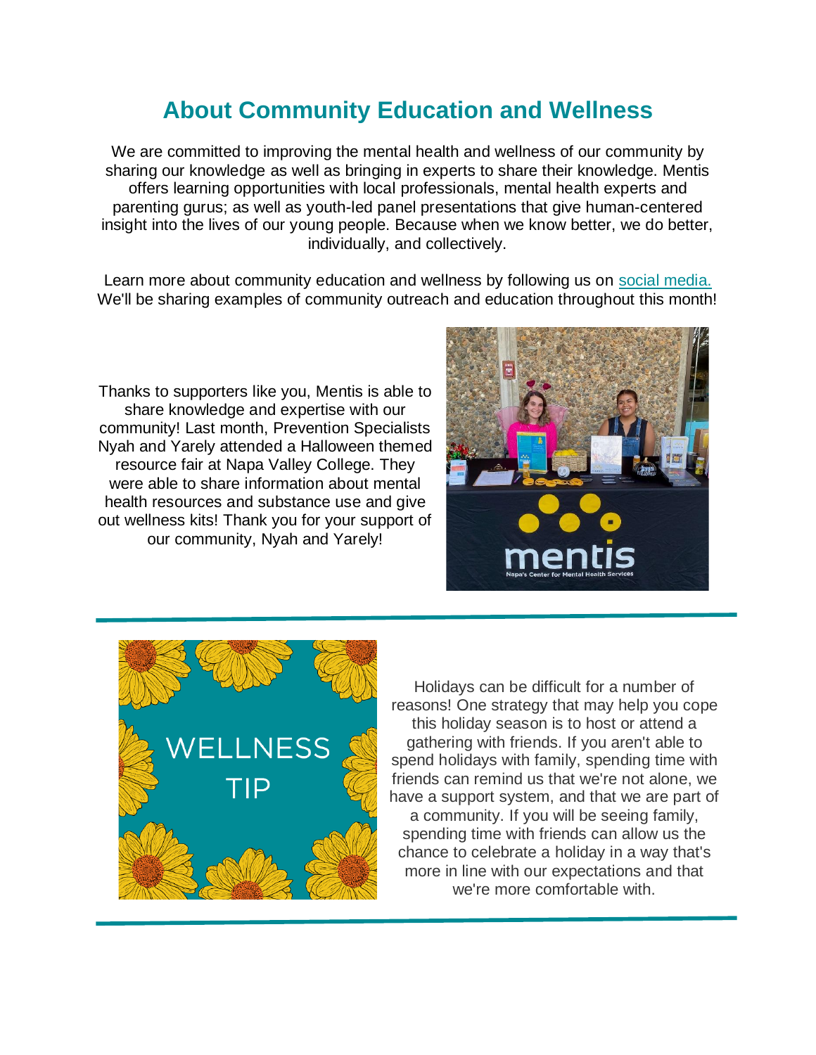## About Community Education and Wellness

We are committed to improving the mental health and wellness of our community by sharing our knowledge as well as bringing in experts to share their knowledge. Mentis offers learning opportunities with local professionals, mental health experts and parenting gurus; as well as youth-led panel presentations that give human-centered insight into the lives of our young people. Because when we know better, we do better, individually, and collectively.

Learn more about community education and wellness by following us on social media. We'll be sharing examples of community outreach and education throughout this month!

Thanks to supporters like you, Mentis is able to share knowledge and expertise with our community! Last month, Prevention Specialists Nyah and Yarely attended a Halloween themed resource fair at Napa Valley College. They were able to share information about mental health resources and substance use and give out wellness kits! Thank you for your support of our community, Nyah and Yarely!

WELLNESS TIP

Holidays can be difficult for a number of reasons! One strategy that may help you cope this holiday season is to host or attend a gathering with friends. If you aren't able to spend holidays with family, spending time with friends can remind us that we're not alone, we have a support system, and that we are part of a community. If you will be seeing family, spending time with friends can allow us the chance to celebrate a holiday in a way that's more in line with our expectations and that we're more comfortable with.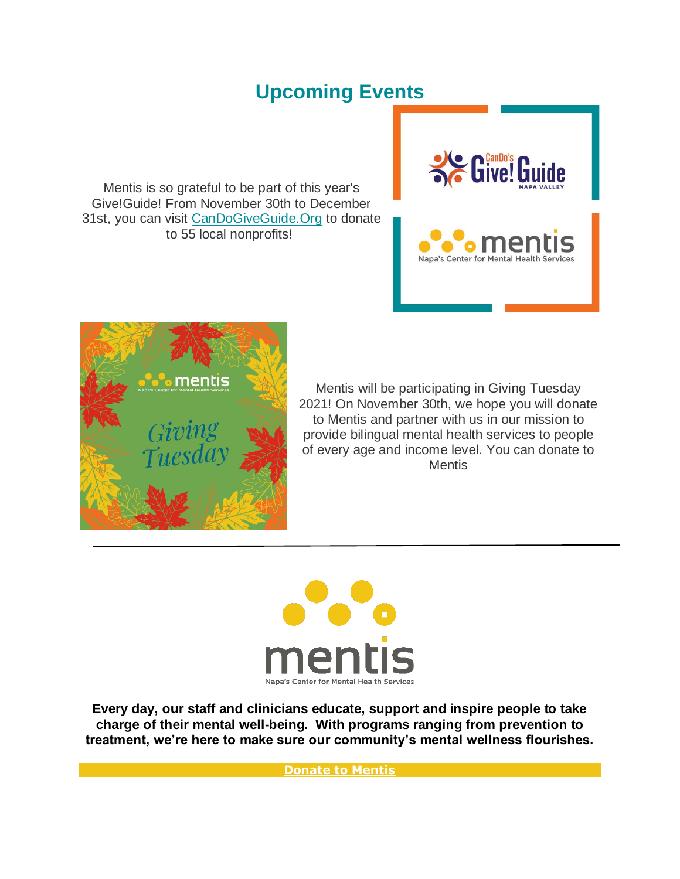## Upcoming Events

Mentis is so grateful to be part of this year's Give!Guide! From November 30th to December 31st, you can visit [CanDoGiveGuide.Org](CanDoGiveGuide.Org) to donate to 55 local nonprofits!

Mentis will be participating in Giving Tuesday 2021! On November 30th, we hope you will donate to Mentis and partner with us in our mission to provide bilingual mental health services to people of every age and income level. You can donate to Mentis

---

**Every day, our staff and clinicians educate, support and inspire people to take charge of their mental well-being. With programs ranging from prevention to treatment, we're here to make sure our community's mental wellness flourishes.**

**Donate to Mentis**